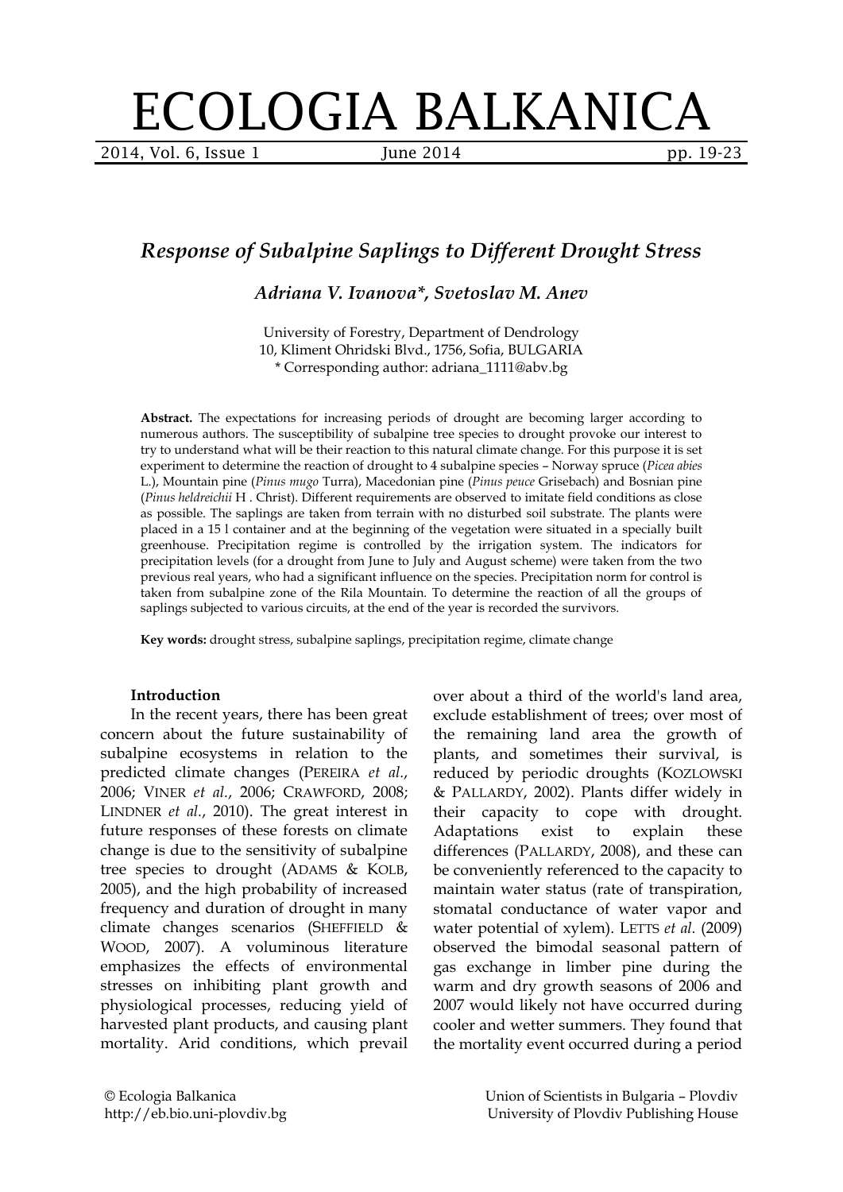# ECOLOGIA BALKANICA

## *Response of Subalpine Saplings to Different Drought Stress*

***Adriana V. Ivanova\*, Svetoslav M. Anev***

University of Forestry, Department of Dendrology
10, Kliment Ohridski Blvd., 1756, Sofia, BULGARIA
\* Corresponding author: adriana_1111@abv.bg

**Abstract.** The expectations for increasing periods of drought are becoming larger according to numerous authors. The susceptibility of subalpine tree species to drought provoke our interest to try to understand what will be their reaction to this natural climate change. For this purpose it is set experiment to determine the reaction of drought to 4 subalpine species – Norway spruce (*Picea abies* L.), Mountain pine (*Pinus mugo* Turra), Macedonian pine (*Pinus peuce* Grisebach) and Bosnian pine (*Pinus heldreichii* H . Christ). Different requirements are observed to imitate field conditions as close as possible. The saplings are taken from terrain with no disturbed soil substrate. The plants were placed in a 15 l container and at the beginning of the vegetation were situated in a specially built greenhouse. Precipitation regime is controlled by the irrigation system. The indicators for precipitation levels (for a drought from June to July and August scheme) were taken from the two previous real years, who had a significant influence on the species. Precipitation norm for control is taken from subalpine zone of the Rila Mountain. To determine the reaction of all the groups of saplings subjected to various circuits, at the end of the year is recorded the survivors.

**Key words:** drought stress, subalpine saplings, precipitation regime, climate change

### Introduction

In the recent years, there has been great concern about the future sustainability of subalpine ecosystems in relation to the predicted climate changes (PEREIRA *et al.*, 2006; VINER *et al.*, 2006; CRAWFORD, 2008; LINDNER *et al.*, 2010). The great interest in future responses of these forests on climate change is due to the sensitivity of subalpine tree species to drought (ADAMS & KOLB, 2005), and the high probability of increased frequency and duration of drought in many climate changes scenarios (SHEFFIELD & WOOD, 2007). A voluminous literature emphasizes the effects of environmental stresses on inhibiting plant growth and physiological processes, reducing yield of harvested plant products, and causing plant mortality. Arid conditions, which prevail over about a third of the world's land area, exclude establishment of trees; over most of the remaining land area the growth of plants, and sometimes their survival, is reduced by periodic droughts (KOZLOWSKI & PALLARDY, 2002). Plants differ widely in their capacity to cope with drought. Adaptations exist to explain these differences (PALLARDY, 2008), and these can be conveniently referenced to the capacity to maintain water status (rate of transpiration, stomatal conductance of water vapor and water potential of xylem). LETTS *et al.* (2009) observed the bimodal seasonal pattern of gas exchange in limber pine during the warm and dry growth seasons of 2006 and 2007 would likely not have occurred during cooler and wetter summers. They found that the mortality event occurred during a period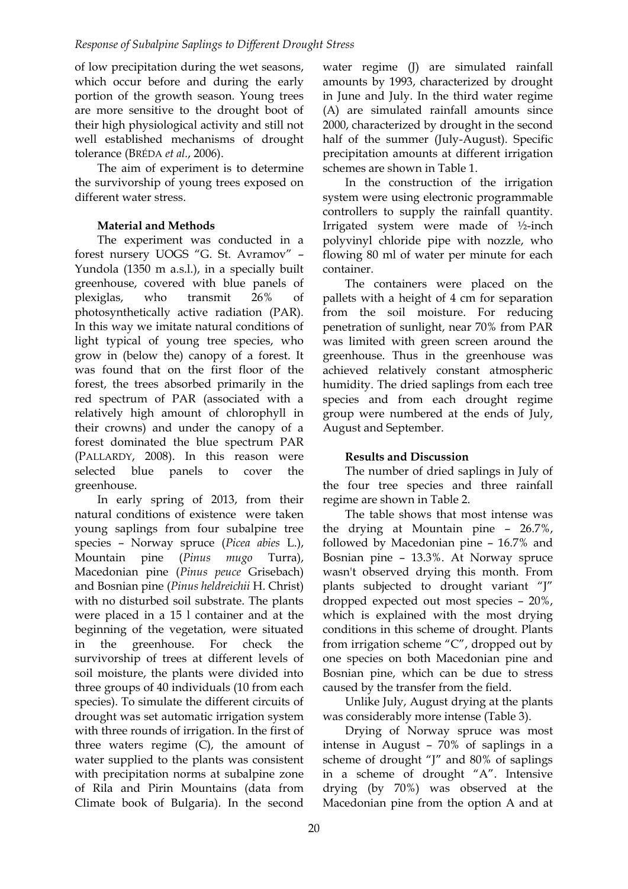of low precipitation during the wet seasons, which occur before and during the early portion of the growth season. Young trees are more sensitive to the drought boot of their high physiological activity and still not well established mechanisms of drought tolerance (BRÉDA *et al.*, 2006).

The aim of experiment is to determine the survivorship of young trees exposed on different water stress.

## Material and Methods

The experiment was conducted in a forest nursery UOGS "G. St. Avramov" – Yundola (1350 m a.s.l.), in a specially built greenhouse, covered with blue panels of plexiglas, who transmit 26% of photosynthetically active radiation (PAR). In this way we imitate natural conditions of light typical of young tree species, who grow in (below the) canopy of a forest. It was found that on the first floor of the forest, the trees absorbed primarily in the red spectrum of PAR (associated with a relatively high amount of chlorophyll in their crowns) and under the canopy of a forest dominated the blue spectrum PAR (PALLARDY, 2008). In this reason were selected blue panels to cover the greenhouse.

In early spring of 2013, from their natural conditions of existence were taken young saplings from four subalpine tree species – Norway spruce (*Picea abies* L.), Mountain pine (*Pinus mugo* Turra), Macedonian pine (*Pinus peuce* Grisebach) and Bosnian pine (*Pinus heldreichii* H. Christ) with no disturbed soil substrate. The plants were placed in a 15 l container and at the beginning of the vegetation, were situated in the greenhouse. For check the survivorship of trees at different levels of soil moisture, the plants were divided into three groups of 40 individuals (10 from each species). To simulate the different circuits of drought was set automatic irrigation system with three rounds of irrigation. In the first of three waters regime (C), the amount of water supplied to the plants was consistent with precipitation norms at subalpine zone of Rila and Pirin Mountains (data from Climate book of Bulgaria). In the second water regime (J) are simulated rainfall amounts by 1993, characterized by drought in June and July. In the third water regime (A) are simulated rainfall amounts since 2000, characterized by drought in the second half of the summer (July-August). Specific precipitation amounts at different irrigation schemes are shown in Table 1.

In the construction of the irrigation system were using electronic programmable controllers to supply the rainfall quantity. Irrigated system were made of ½-inch polyvinyl chloride pipe with nozzle, who flowing 80 ml of water per minute for each container.

The containers were placed on the pallets with a height of 4 cm for separation from the soil moisture. For reducing penetration of sunlight, near 70% from PAR was limited with green screen around the greenhouse. Thus in the greenhouse was achieved relatively constant atmospheric humidity. The dried saplings from each tree species and from each drought regime group were numbered at the ends of July, August and September.

## Results and Discussion

The number of dried saplings in July of the four tree species and three rainfall regime are shown in Table 2.

The table shows that most intense was the drying at Mountain pine – 26.7%, followed by Macedonian pine – 16.7% and Bosnian pine – 13.3%. At Norway spruce wasn't observed drying this month. From plants subjected to drought variant "J" dropped expected out most species – 20%, which is explained with the most drying conditions in this scheme of drought. Plants from irrigation scheme "C", dropped out by one species on both Macedonian pine and Bosnian pine, which can be due to stress caused by the transfer from the field.

Unlike July, August drying at the plants was considerably more intense (Table 3).

Drying of Norway spruce was most intense in August – 70% of saplings in a scheme of drought "J" and 80% of saplings in a scheme of drought "A". Intensive drying (by 70%) was observed at the Macedonian pine from the option A and at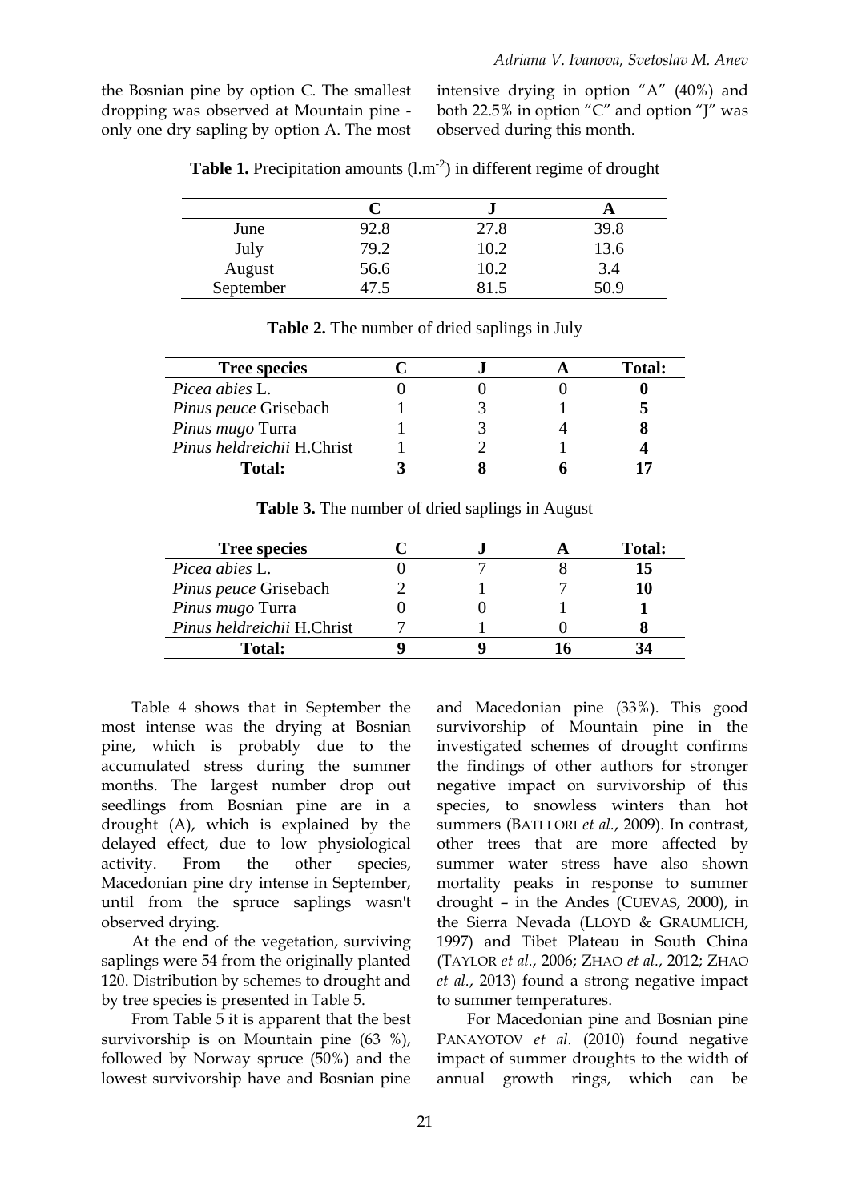the Bosnian pine by option C. The smallest dropping was observed at Mountain pine - only one dry sapling by option A. The most intensive drying in option "A" (40%) and both 22.5% in option "C" and option "J" was observed during this month.

**Table 1.** Precipitation amounts ($l.m^{-2}$) in different regime of drought

| | C | J | A |
|---|---|---|---|
| June | 92.8 | 27.8 | 39.8 |
| July | 79.2 | 10.2 | 13.6 |
| August | 56.6 | 10.2 | 3.4 |
| September | 47.5 | 81.5 | 50.9 |

**Table 2.** The number of dried saplings in July

| Tree species | C | J | A | Total: |
|---|---|---|---|---|
| *Picea abies* L. | 0 | 0 | 0 | **0** |
| *Pinus peuce* Grisebach | 1 | 3 | 1 | **5** |
| *Pinus mugo* Turra | 1 | 3 | 4 | **8** |
| *Pinus heldreichii* H.Christ | 1 | 2 | 1 | **4** |
| **Total:** | **3** | **8** | **6** | **17** |

**Table 3.** The number of dried saplings in August

| Tree species | C | J | A | Total: |
|---|---|---|---|---|
| *Picea abies* L. | 0 | 7 | 8 | **15** |
| *Pinus peuce* Grisebach | 2 | 1 | 7 | **10** |
| *Pinus mugo* Turra | 0 | 0 | 1 | **1** |
| *Pinus heldreichii* H.Christ | 7 | 1 | 0 | **8** |
| **Total:** | **9** | **9** | **16** | **34** |

Table 4 shows that in September the most intense was the drying at Bosnian pine, which is probably due to the accumulated stress during the summer months. The largest number drop out seedlings from Bosnian pine are in a drought (A), which is explained by the delayed effect, due to low physiological activity. From the other species, Macedonian pine dry intense in September, until from the spruce saplings wasn't observed drying.

At the end of the vegetation, surviving saplings were 54 from the originally planted 120. Distribution by schemes to drought and by tree species is presented in Table 5.

From Table 5 it is apparent that the best survivorship is on Mountain pine (63 %), followed by Norway spruce (50%) and the lowest survivorship have and Bosnian pine and Macedonian pine (33%). This good survivorship of Mountain pine in the investigated schemes of drought confirms the findings of other authors for stronger negative impact on survivorship of this species, to snowless winters than hot summers (BATLLORI *et al.*, 2009). In contrast, other trees that are more affected by summer water stress have also shown mortality peaks in response to summer drought – in the Andes (CUEVAS, 2000), in the Sierra Nevada (LLOYD & GRAUMLICH, 1997) and Tibet Plateau in South China (TAYLOR *et al.*, 2006; ZHAO *et al.*, 2012; ZHAO *et al.*, 2013) found a strong negative impact to summer temperatures.

For Macedonian pine and Bosnian pine PANAYOTOV *et al.* (2010) found negative impact of summer droughts to the width of annual growth rings, which can be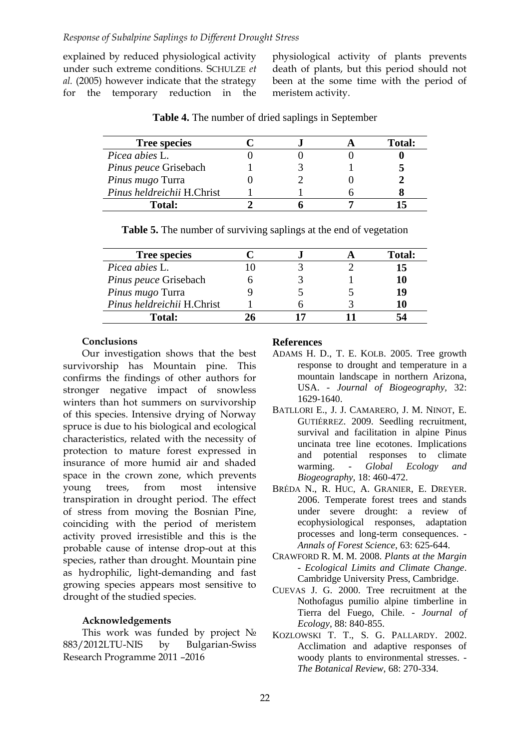explained by reduced physiological activity under such extreme conditions. SCHULZE *et al.* (2005) however indicate that the strategy for the temporary reduction in the physiological activity of plants prevents death of plants, but this period should not been at the some time with the period of meristem activity.

**Table 4.** The number of dried saplings in September

| Tree species | C | J | A | Total: |
|---|---|---|---|---|
| *Picea abies* L. | 0 | 0 | 0 | **0** |
| *Pinus peuce* Grisebach | 1 | 3 | 1 | **5** |
| *Pinus mugo* Turra | 0 | 2 | 0 | **2** |
| *Pinus heldreichii* H.Christ | 1 | 1 | 6 | **8** |
| **Total:** | **2** | **6** | **7** | **15** |

**Table 5.** The number of surviving saplings at the end of vegetation

| Tree species | C | J | A | Total: |
|---|---|---|---|---|
| *Picea abies* L. | 10 | 3 | 2 | **15** |
| *Pinus peuce* Grisebach | 6 | 3 | 1 | **10** |
| *Pinus mugo* Turra | 9 | 5 | 5 | **19** |
| *Pinus heldreichii* H.Christ | 1 | 6 | 3 | **10** |
| **Total:** | **26** | **17** | **11** | **54** |

## Conclusions

Our investigation shows that the best survivorship has Mountain pine. This confirms the findings of other authors for stronger negative impact of snowless winters than hot summers on survivorship of this species. Intensive drying of Norway spruce is due to his biological and ecological characteristics, related with the necessity of protection to mature forest expressed in insurance of more humid air and shaded space in the crown zone, which prevents young trees, from most intensive transpiration in drought period. The effect of stress from moving the Bosnian Pine, coinciding with the period of meristem activity proved irresistible and this is the probable cause of intense drop-out at this species, rather than drought. Mountain pine as hydrophilic, light-demanding and fast growing species appears most sensitive to drought of the studied species.

## Acknowledgements

This work was funded by project № 883/2012LTU-NIS by Bulgarian-Swiss Research Programme 2011 –2016

## References

ADAMS H. D., T. E. KOLB. 2005. Tree growth response to drought and temperature in a mountain landscape in northern Arizona, USA. - *Journal of Biogeography*, 32: 1629-1640.

BATLLORI E., J. J. CAMARERO, J. M. NINOT, E. GUTIÉRREZ. 2009. Seedling recruitment, survival and facilitation in alpine Pinus uncinata tree line ecotones. Implications and potential responses to climate warming. - *Global Ecology and Biogeography*, 18: 460-472.

BRÉDA N., R. HUC, A. GRANIER, E. DREYER. 2006. Temperate forest trees and stands under severe drought: a review of ecophysiological responses, adaptation processes and long-term consequences. - *Annals of Forest Science*, 63: 625-644.

CRAWFORD R. M. M. 2008. *Plants at the Margin - Ecological Limits and Climate Change*. Cambridge University Press, Cambridge.

CUEVAS J. G. 2000. Tree recruitment at the Nothofagus pumilio alpine timberline in Tierra del Fuego, Chile. - *Journal of Ecology*, 88: 840-855.

KOZLOWSKI T. T., S. G. PALLARDY. 2002. Acclimation and adaptive responses of woody plants to environmental stresses. - *The Botanical Review*, 68: 270-334.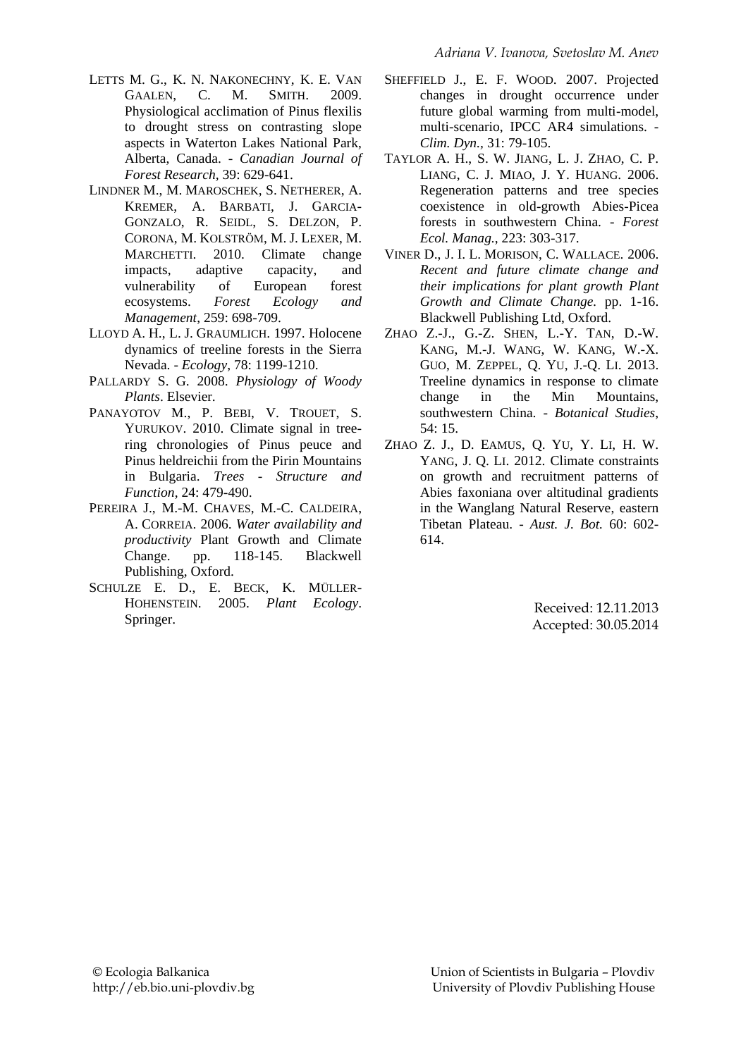LETTS M. G., K. N. NAKONECHNY, K. E. VAN GAALEN, C. M. SMITH. 2009. Physiological acclimation of Pinus flexilis to drought stress on contrasting slope aspects in Waterton Lakes National Park, Alberta, Canada. - *Canadian Journal of Forest Research*, 39: 629-641.

LINDNER M., M. MAROSCHEK, S. NETHERER, A. KREMER, A. BARBATI, J. GARCIA-GONZALO, R. SEIDL, S. DELZON, P. CORONA, M. KOLSTRÖM, M. J. LEXER, M. MARCHETTI. 2010. Climate change impacts, adaptive capacity, and vulnerability of European forest ecosystems. *Forest Ecology and Management*, 259: 698-709.

LLOYD A. H., L. J. GRAUMLICH. 1997. Holocene dynamics of treeline forests in the Sierra Nevada. - *Ecology*, 78: 1199-1210.

PALLARDY S. G. 2008. *Physiology of Woody Plants*. Elsevier.

PANAYOTOV M., P. BEBI, V. TROUET, S. YURUKOV. 2010. Climate signal in tree-ring chronologies of Pinus peuce and Pinus heldreichii from the Pirin Mountains in Bulgaria. *Trees - Structure and Function*, 24: 479-490.

PEREIRA J., M.-M. CHAVES, M.-C. CALDEIRA, A. CORREIA. 2006. *Water availability and productivity* Plant Growth and Climate Change. pp. 118-145. Blackwell Publishing, Oxford.

SCHULZE E. D., E. BECK, K. MÜLLER-HOHENSTEIN. 2005. *Plant Ecology*. Springer.

SHEFFIELD J., E. F. WOOD. 2007. Projected changes in drought occurrence under future global warming from multi-model, multi-scenario, IPCC AR4 simulations. - *Clim. Dyn.*, 31: 79-105.

TAYLOR A. H., S. W. JIANG, L. J. ZHAO, C. P. LIANG, C. J. MIAO, J. Y. HUANG. 2006. Regeneration patterns and tree species coexistence in old-growth Abies-Picea forests in southwestern China. - *Forest Ecol. Manag.*, 223: 303-317.

VINER D., J. I. L. MORISON, C. WALLACE. 2006. *Recent and future climate change and their implications for plant growth Plant Growth and Climate Change.* pp. 1-16. Blackwell Publishing Ltd, Oxford.

ZHAO Z.-J., G.-Z. SHEN, L.-Y. TAN, D.-W. KANG, M.-J. WANG, W. KANG, W.-X. GUO, M. ZEPPEL, Q. YU, J.-Q. LI. 2013. Treeline dynamics in response to climate change in the Min Mountains, southwestern China. - *Botanical Studies*, 54: 15.

ZHAO Z. J., D. EAMUS, Q. YU, Y. LI, H. W. YANG, J. Q. LI. 2012. Climate constraints on growth and recruitment patterns of Abies faxoniana over altitudinal gradients in the Wanglang Natural Reserve, eastern Tibetan Plateau. - *Aust. J. Bot.* 60: 602-614.

Received: 12.11.2013
Accepted: 30.05.2014